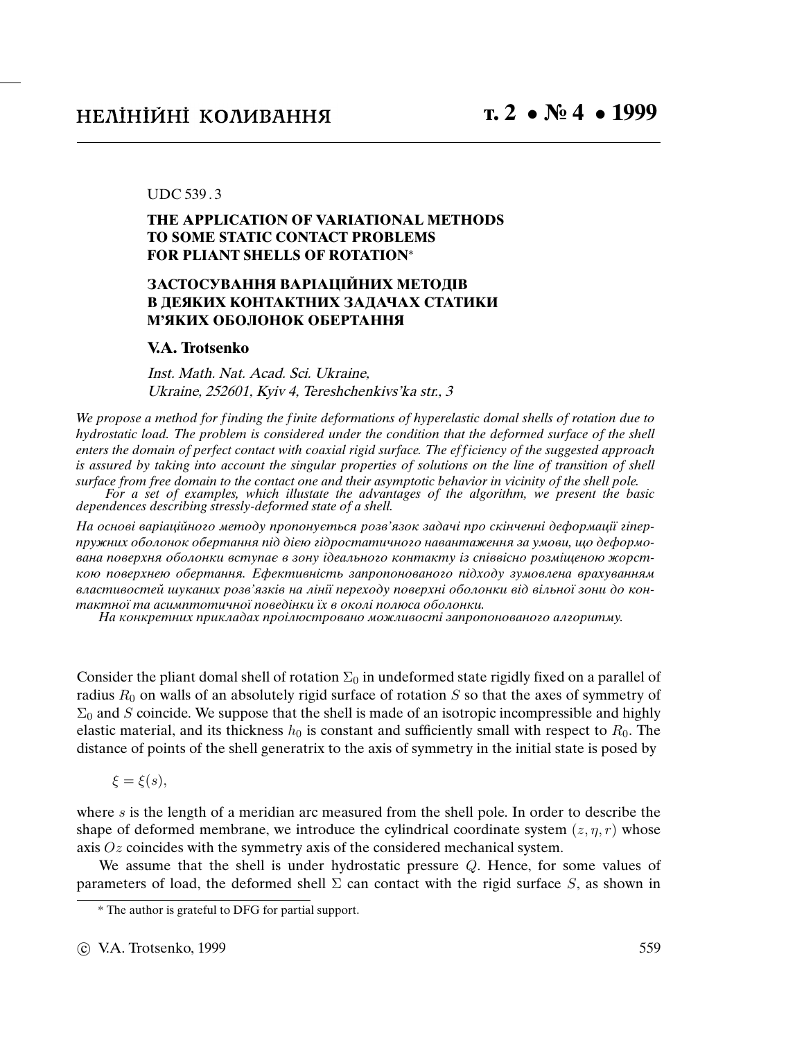UDC 539.3

# THE APPLICATION OF VARIATIONAL METHODS TO SOME STATIC CONTACT PROBLEMS FOR PLIANT SHELLS OF ROTATION*

# ЗАСТОСУВАННЯ ВАРІАЦІЙНИХ МЕТОДІВ В ДЕЯКИХ КОНТАКТНИХ ЗАДАЧАХ СТАТИКИ М'ЯКИХ ОБОЛОНОК ОБЕРТАННЯ

**V.A. Trotsenko**

*Inst. Math. Nat. Acad. Sci. Ukraine, Ukraine, 252601, Kyiv 4, Tereshchenkivs'ka str., 3*

*We propose a method for finding the finite deformations of hyperelastic domal shells of rotation due to hydrostatic load. The problem is considered under the condition that the deformed surface of the shell enters the domain of perfect contact with coaxial rigid surface. The efficiency of the suggested approach is assured by taking into account the singular properties of solutions on the line of transition of shell surface from free domain to the contact one and their asymptotic behavior in vicinity of the shell pole.*

*For a set of examples, which illustate the advantages of the algorithm, we present the basic dependences describing stressly-deformed state of a shell.*

*На основі варіаційного методу пропонується розв'язок задачі про скінченні деформації гіперпружних оболонок обертання під дією гідростатичного навантаження за умови, що деформована поверхня оболонки вступає в зону ідеального контакту із співвісно розміщеною жорсткою поверхнею обертання. Ефективність запропонованого підходу зумовлена врахуванням властивостей шуканих розв'язків на лінії переходу поверхні оболонки від вільної зони до контактної та асимптотичної поведінки їх в околі полюса оболонки.*

*На конкретних прикладах проілюстровано можливості запропонованого алгоритму.*

Consider the pliant domal shell of rotation $\Sigma_0$ in undeformed state rigidly fixed on a parallel of radius $R_0$ on walls of an absolutely rigid surface of rotation $S$ so that the axes of symmetry of $\Sigma_0$ and $S$ coincide. We suppose that the shell is made of an isotropic incompressible and highly elastic material, and its thickness $h_0$ is constant and sufficiently small with respect to $R_0$. The distance of points of the shell generatrix to the axis of symmetry in the initial state is posed by

$$\xi = \xi(s),$$

where $s$ is the length of a meridian arc measured from the shell pole. In order to describe the shape of deformed membrane, we introduce the cylindrical coordinate system $(z, \eta, r)$ whose axis $Oz$ coincides with the symmetry axis of the considered mechanical system.

We assume that the shell is under hydrostatic pressure $Q$. Hence, for some values of parameters of load, the deformed shell $\Sigma$ can contact with the rigid surface $S$, as shown in

* The author is grateful to DFG for partial support.

© V.A. Trotsenko, 1999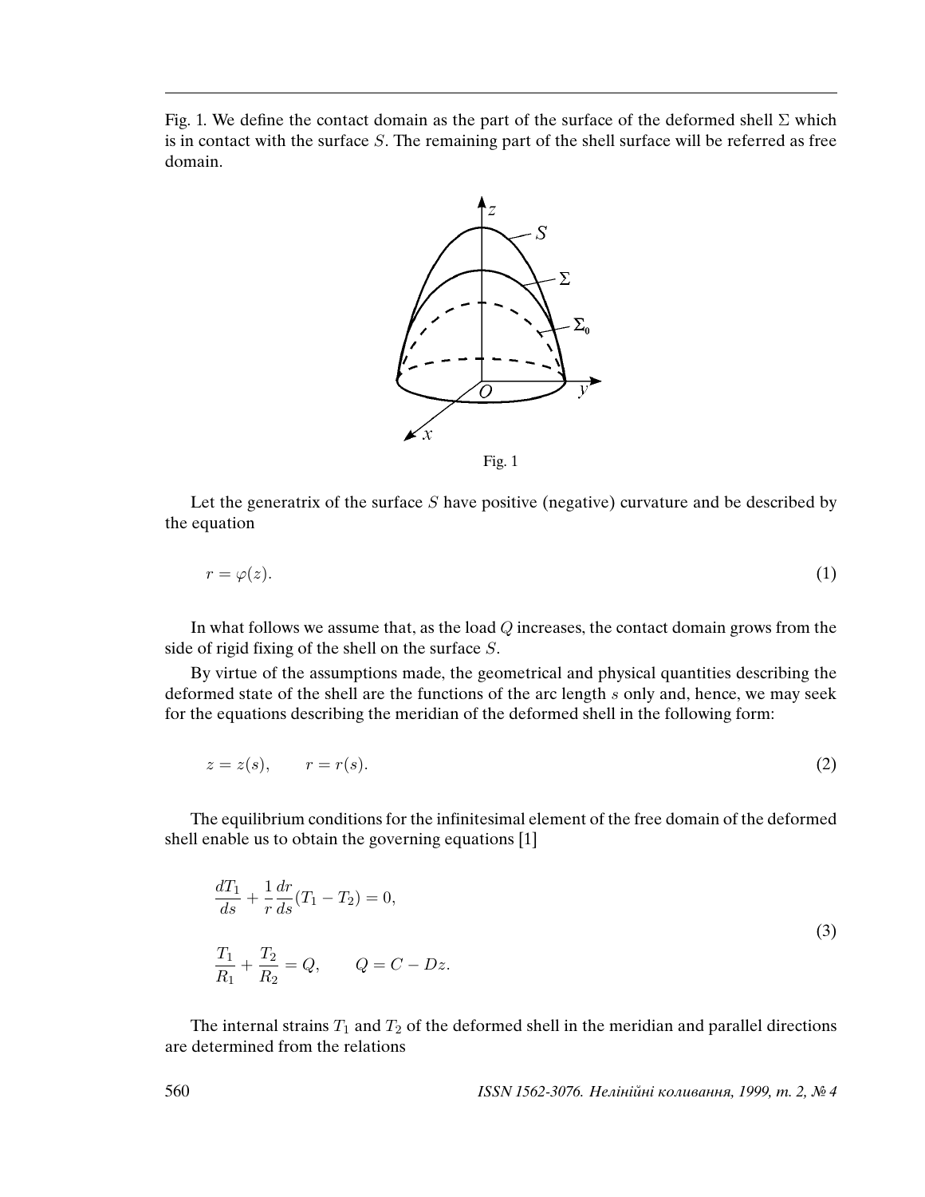Fig. 1. We define the contact domain as the part of the surface of the deformed shell $\Sigma$ which is in contact with the surface $S$. The remaining part of the shell surface will be referred as free domain.

Fig. 1

Let the generatrix of the surface $S$ have positive (negative) curvature and be described by the equation

$$r = \varphi(z). \tag{1}$$

In what follows we assume that, as the load $Q$ increases, the contact domain grows from the side of rigid fixing of the shell on the surface $S$.

By virtue of the assumptions made, the geometrical and physical quantities describing the deformed state of the shell are the functions of the arc length $s$ only and, hence, we may seek for the equations describing the meridian of the deformed shell in the following form:

$$z = z(s), \qquad r = r(s). \tag{2}$$

The equilibrium conditions for the infinitesimal element of the free domain of the deformed shell enable us to obtain the governing equations [1]

$$\begin{aligned} &\frac{dT_1}{ds} + \frac{1}{r}\frac{dr}{ds}(T_1 - T_2) = 0, \\ &\frac{T_1}{R_1} + \frac{T_2}{R_2} = Q, \qquad Q = C - Dz. \end{aligned} \tag{3}$$

The internal strains $T_1$ and $T_2$ of the deformed shell in the meridian and parallel directions are determined from the relations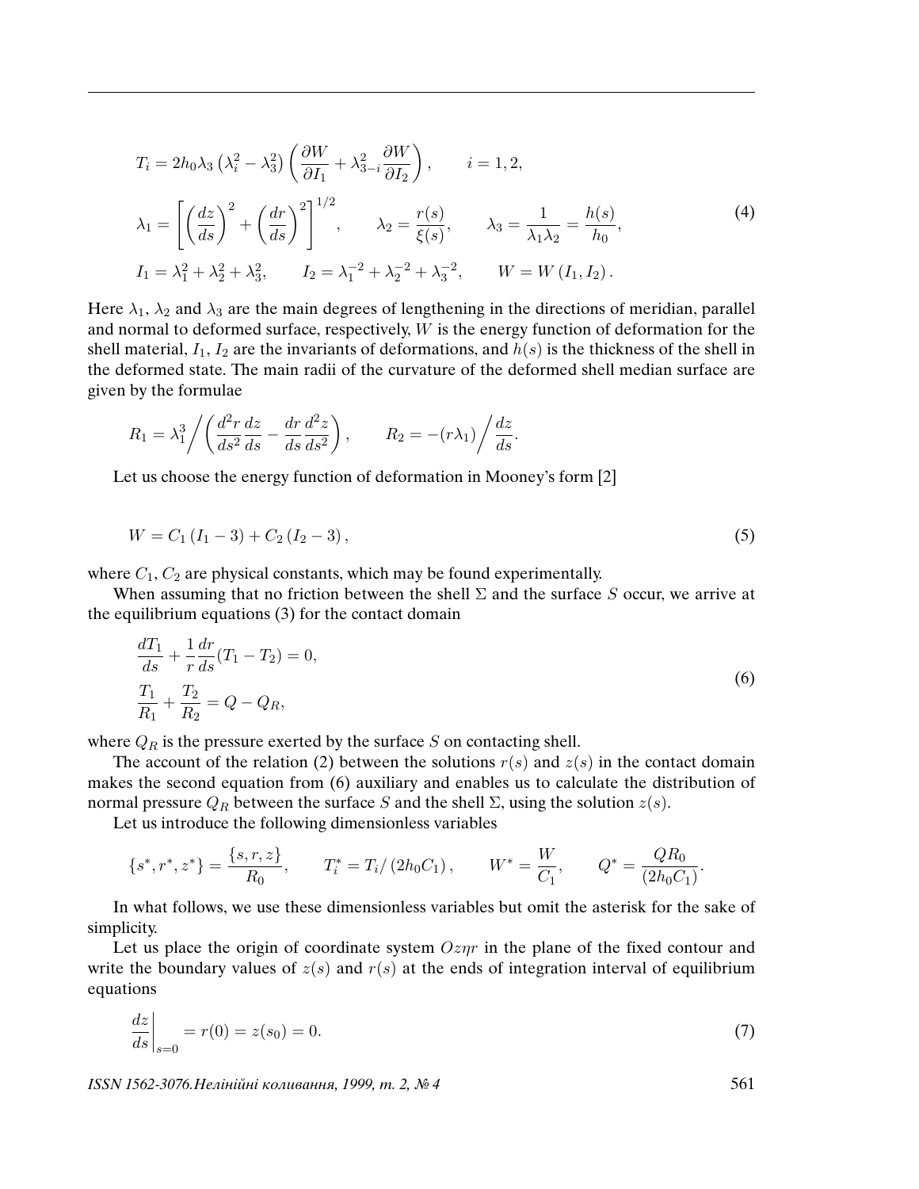$$
\begin{aligned}
&T_i = 2h_0\lambda_3\left(\lambda_i^2 - \lambda_3^2\right)\left(\frac{\partial W}{\partial I_1} + \lambda_{3-i}^2\frac{\partial W}{\partial I_2}\right), \qquad i = 1, 2, \\
&\lambda_1 = \left[\left(\frac{dz}{ds}\right)^2 + \left(\frac{dr}{ds}\right)^2\right]^{1/2}, \qquad \lambda_2 = \frac{r(s)}{\xi(s)}, \qquad \lambda_3 = \frac{1}{\lambda_1\lambda_2} = \frac{h(s)}{h_0}, \\
&I_1 = \lambda_1^2 + \lambda_2^2 + \lambda_3^2, \qquad I_2 = \lambda_1^{-2} + \lambda_2^{-2} + \lambda_3^{-2}, \qquad W = W\left(I_1, I_2\right).
\end{aligned}
\tag{4}
$$

Here $\lambda_1$, $\lambda_2$ and $\lambda_3$ are the main degrees of lengthening in the directions of meridian, parallel and normal to deformed surface, respectively, $W$ is the energy function of deformation for the shell material, $I_1$, $I_2$ are the invariants of deformations, and $h(s)$ is the thickness of the shell in the deformed state. The main radii of the curvature of the deformed shell median surface are given by the formulae

$$
R_1 = \lambda_1^3\Big/\left(\frac{d^2r}{ds^2}\frac{dz}{ds} - \frac{dr}{ds}\frac{d^2z}{ds^2}\right), \qquad R_2 = -(r\lambda_1)\Big/\frac{dz}{ds}.
$$

Let us choose the energy function of deformation in Mooney's form [2]

$$
W = C_1\left(I_1 - 3\right) + C_2\left(I_2 - 3\right), \tag{5}
$$

where $C_1$, $C_2$ are physical constants, which may be found experimentally.

When assuming that no friction between the shell $\Sigma$ and the surface $S$ occur, we arrive at the equilibrium equations (3) for the contact domain

$$
\begin{aligned}
&\frac{dT_1}{ds} + \frac{1}{r}\frac{dr}{ds}(T_1 - T_2) = 0, \\
&\frac{T_1}{R_1} + \frac{T_2}{R_2} = Q - Q_R,
\end{aligned}
\tag{6}
$$

where $Q_R$ is the pressure exerted by the surface $S$ on contacting shell.

The account of the relation (2) between the solutions $r(s)$ and $z(s)$ in the contact domain makes the second equation from (6) auxiliary and enables us to calculate the distribution of normal pressure $Q_R$ between the surface $S$ and the shell $\Sigma$, using the solution $z(s)$.

Let us introduce the following dimensionless variables

$$
\{s^*, r^*, z^*\} = \frac{\{s, r, z\}}{R_0}, \qquad T_i^* = T_i/\left(2h_0C_1\right), \qquad W^* = \frac{W}{C_1}, \qquad Q^* = \frac{QR_0}{(2h_0C_1)}.
$$

In what follows, we use these dimensionless variables but omit the asterisk for the sake of simplicity.

Let us place the origin of coordinate system $Oz\eta r$ in the plane of the fixed contour and write the boundary values of $z(s)$ and $r(s)$ at the ends of integration interval of equilibrium equations

$$
\left.\frac{dz}{ds}\right|_{s=0} = r(0) = z(s_0) = 0. \tag{7}
$$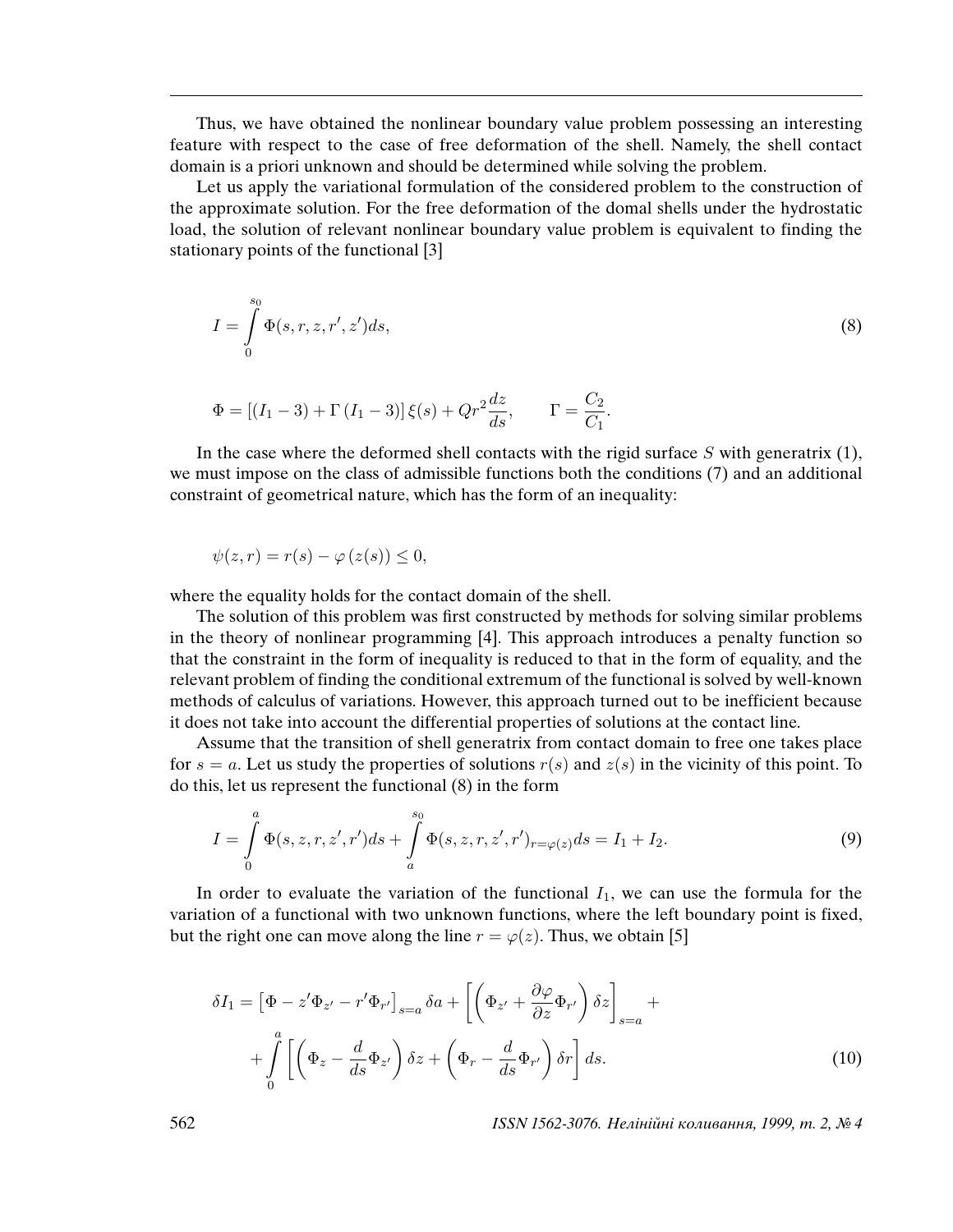Thus, we have obtained the nonlinear boundary value problem possessing an interesting feature with respect to the case of free deformation of the shell. Namely, the shell contact domain is a priori unknown and should be determined while solving the problem.

Let us apply the variational formulation of the considered problem to the construction of the approximate solution. For the free deformation of the domal shells under the hydrostatic load, the solution of relevant nonlinear boundary value problem is equivalent to finding the stationary points of the functional [3]

$$I = \int_0^{s_0} \Phi(s, r, z, r', z') ds, \tag{8}$$

$$\Phi = \left[(I_1 - 3) + \Gamma\,(I_1 - 3)\right] \xi(s) + Q r^2 \frac{dz}{ds}, \qquad \Gamma = \frac{C_2}{C_1}.$$

In the case where the deformed shell contacts with the rigid surface $S$ with generatrix (1), we must impose on the class of admissible functions both the conditions (7) and an additional constraint of geometrical nature, which has the form of an inequality:

$$\psi(z, r) = r(s) - \varphi\left(z(s)\right) \leq 0,$$

where the equality holds for the contact domain of the shell.

The solution of this problem was first constructed by methods for solving similar problems in the theory of nonlinear programming [4]. This approach introduces a penalty function so that the constraint in the form of inequality is reduced to that in the form of equality, and the relevant problem of finding the conditional extremum of the functional is solved by well-known methods of calculus of variations. However, this approach turned out to be inefficient because it does not take into account the differential properties of solutions at the contact line.

Assume that the transition of shell generatrix from contact domain to free one takes place for $s = a$. Let us study the properties of solutions $r(s)$ and $z(s)$ in the vicinity of this point. To do this, let us represent the functional (8) in the form

$$I = \int_0^{a} \Phi(s, z, r, z', r') ds + \int_a^{s_0} \Phi(s, z, r, z', r')_{r=\varphi(z)} ds = I_1 + I_2. \tag{9}$$

In order to evaluate the variation of the functional $I_1$, we can use the formula for the variation of a functional with two unknown functions, where the left boundary point is fixed, but the right one can move along the line $r = \varphi(z)$. Thus, we obtain [5]

$$\delta I_1 = \left[\Phi - z'\Phi_{z'} - r'\Phi_{r'}\right]_{s=a} \delta a + \left[\left(\Phi_{z'} + \frac{\partial \varphi}{\partial z}\Phi_{r'}\right)\delta z\right]_{s=a} + \\ + \int_0^{a} \left[\left(\Phi_z - \frac{d}{ds}\Phi_{z'}\right)\delta z + \left(\Phi_r - \frac{d}{ds}\Phi_{r'}\right)\delta r\right] ds. \tag{10}$$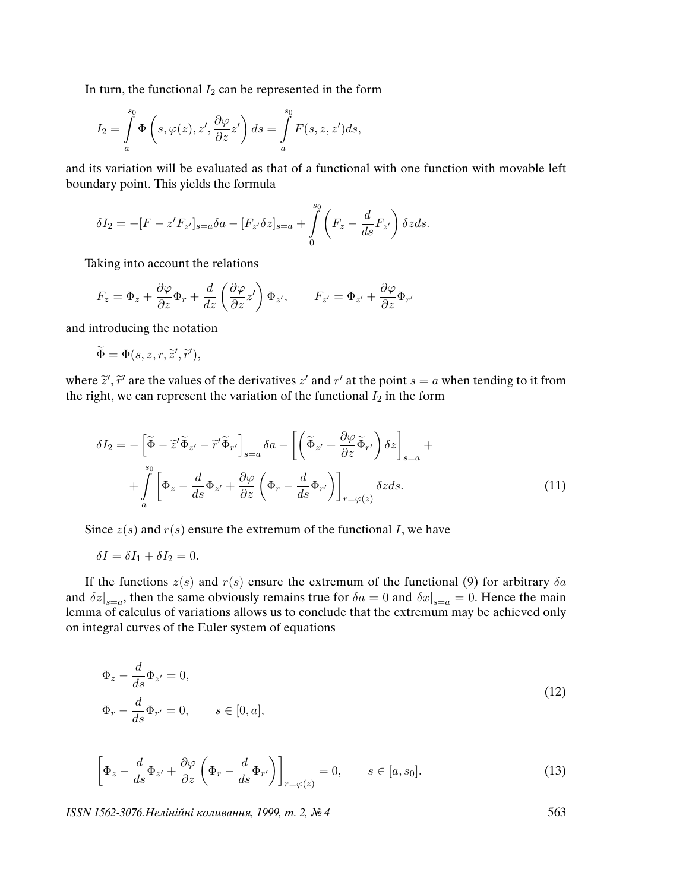In turn, the functional $I_2$ can be represented in the form

$$I_2 = \int\limits_a^{s_0} \Phi\left(s, \varphi(z), z', \frac{\partial \varphi}{\partial z} z'\right) ds = \int\limits_a^{s_0} F(s, z, z') ds,$$

and its variation will be evaluated as that of a functional with one function with movable left boundary point. This yields the formula

$$\delta I_2 = -[F - z' F_{z'}]_{s=a} \delta a - [F_{z'} \delta z]_{s=a} + \int\limits_0^{s_0} \left(F_z - \frac{d}{ds} F_{z'}\right) \delta z ds.$$

Taking into account the relations

$$F_z = \Phi_z + \frac{\partial \varphi}{\partial z} \Phi_r + \frac{d}{dz}\left(\frac{\partial \varphi}{\partial z} z'\right) \Phi_{z'}, \qquad F_{z'} = \Phi_{z'} + \frac{\partial \varphi}{\partial z} \Phi_{r'}$$

and introducing the notation

$$\widetilde{\Phi} = \Phi(s, z, r, \widetilde{z}', \widetilde{r}'),$$

where $\widetilde{z}'$, $\widetilde{r}'$ are the values of the derivatives $z'$ and $r'$ at the point $s = a$ when tending to it from the right, we can represent the variation of the functional $I_2$ in the form

$$\begin{aligned}\delta I_2 = &-\left[\widetilde{\Phi} - \widetilde{z}' \widetilde{\Phi}_{z'} - \widetilde{r}' \widetilde{\Phi}_{r'}\right]_{s=a} \delta a - \left[\left(\widetilde{\Phi}_{z'} + \frac{\partial \varphi}{\partial z} \widetilde{\Phi}_{r'}\right) \delta z\right]_{s=a} + \\ &+ \int\limits_a^{s_0} \left[\Phi_z - \frac{d}{ds} \Phi_{z'} + \frac{\partial \varphi}{\partial z}\left(\Phi_r - \frac{d}{ds} \Phi_{r'}\right)\right]_{r=\varphi(z)} \delta z ds.\end{aligned} \tag{11}$$

Since $z(s)$ and $r(s)$ ensure the extremum of the functional $I$, we have

$$\delta I = \delta I_1 + \delta I_2 = 0.$$

If the functions $z(s)$ and $r(s)$ ensure the extremum of the functional (9) for arbitrary $\delta a$ and $\delta z|_{s=a}$, then the same obviously remains true for $\delta a = 0$ and $\delta x|_{s=a} = 0$. Hence the main lemma of calculus of variations allows us to conclude that the extremum may be achieved only on integral curves of the Euler system of equations

$$\begin{aligned}&\Phi_z - \frac{d}{ds} \Phi_{z'} = 0, \\ &\Phi_r - \frac{d}{ds} \Phi_{r'} = 0, \qquad s \in [0, a],\end{aligned} \tag{12}$$

$$\left[\Phi_z - \frac{d}{ds} \Phi_{z'} + \frac{\partial \varphi}{\partial z}\left(\Phi_r - \frac{d}{ds} \Phi_{r'}\right)\right]_{r=\varphi(z)} = 0, \qquad s \in [a, s_0]. \tag{13}$$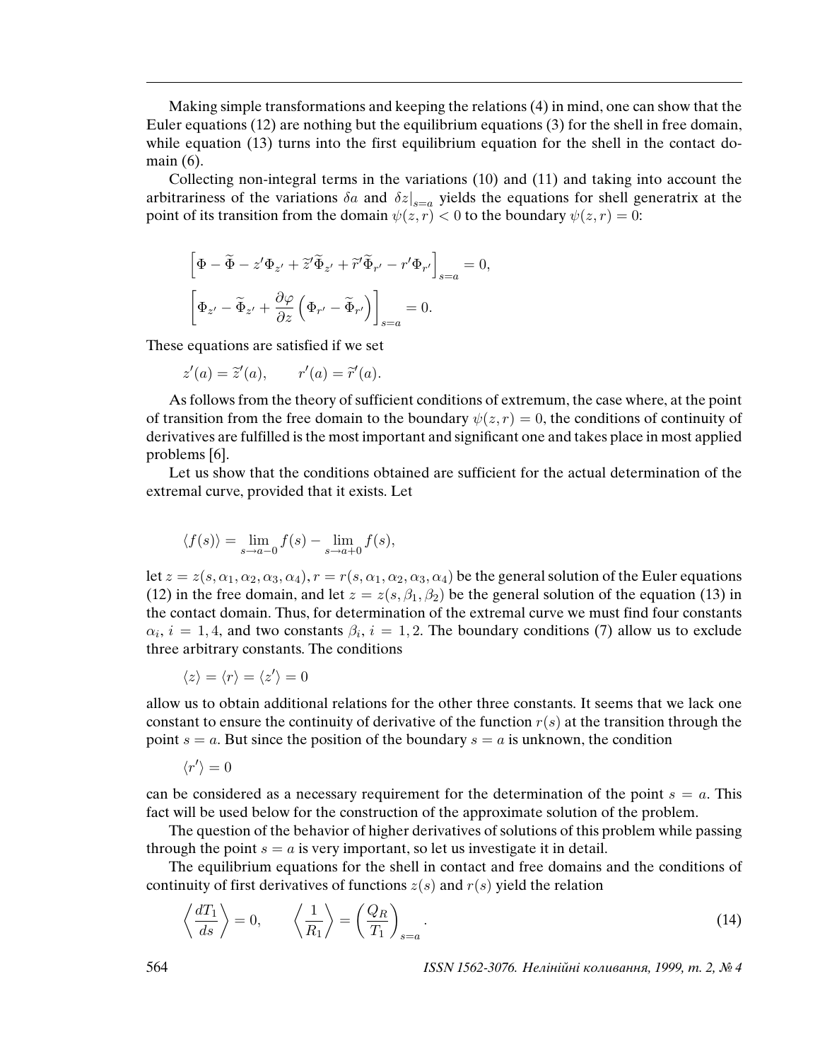Making simple transformations and keeping the relations (4) in mind, one can show that the Euler equations (12) are nothing but the equilibrium equations (3) for the shell in free domain, while equation (13) turns into the first equilibrium equation for the shell in the contact domain (6).

Collecting non-integral terms in the variations (10) and (11) and taking into account the arbitrariness of the variations $\delta a$ and $\delta z|_{s=a}$ yields the equations for shell generatrix at the point of its transition from the domain $\psi(z,r) < 0$ to the boundary $\psi(z,r) = 0$:

$$\left[\Phi - \widetilde{\Phi} - z'\Phi_{z'} + \widetilde{z}'\widetilde{\Phi}_{z'} + \widetilde{r}'\widetilde{\Phi}_{r'} - r'\Phi_{r'}\right]_{s=a} = 0,$$

$$\left[\Phi_{z'} - \widetilde{\Phi}_{z'} + \frac{\partial \varphi}{\partial z}\left(\Phi_{r'} - \widetilde{\Phi}_{r'}\right)\right]_{s=a} = 0.$$

These equations are satisfied if we set

$$z'(a) = \widetilde{z}'(a), \qquad r'(a) = \widetilde{r}'(a).$$

As follows from the theory of sufficient conditions of extremum, the case where, at the point of transition from the free domain to the boundary $\psi(z,r) = 0$, the conditions of continuity of derivatives are fulfilled is the most important and significant one and takes place in most applied problems [6].

Let us show that the conditions obtained are sufficient for the actual determination of the extremal curve, provided that it exists. Let

$$\langle f(s) \rangle = \lim_{s \to a-0} f(s) - \lim_{s \to a+0} f(s),$$

let $z = z(s, \alpha_1, \alpha_2, \alpha_3, \alpha_4)$, $r = r(s, \alpha_1, \alpha_2, \alpha_3, \alpha_4)$ be the general solution of the Euler equations (12) in the free domain, and let $z = z(s, \beta_1, \beta_2)$ be the general solution of the equation (13) in the contact domain. Thus, for determination of the extremal curve we must find four constants $\alpha_i$, $i = 1,4$, and two constants $\beta_i$, $i = 1,2$. The boundary conditions (7) allow us to exclude three arbitrary constants. The conditions

$$\langle z \rangle = \langle r \rangle = \langle z' \rangle = 0$$

allow us to obtain additional relations for the other three constants. It seems that we lack one constant to ensure the continuity of derivative of the function $r(s)$ at the transition through the point $s = a$. But since the position of the boundary $s = a$ is unknown, the condition

$$\langle r' \rangle = 0$$

can be considered as a necessary requirement for the determination of the point $s = a$. This fact will be used below for the construction of the approximate solution of the problem.

The question of the behavior of higher derivatives of solutions of this problem while passing through the point $s = a$ is very important, so let us investigate it in detail.

The equilibrium equations for the shell in contact and free domains and the conditions of continuity of first derivatives of functions $z(s)$ and $r(s)$ yield the relation

$$\left\langle \frac{dT_1}{ds} \right\rangle = 0, \qquad \left\langle \frac{1}{R_1} \right\rangle = \left(\frac{Q_R}{T_1}\right)_{s=a}. \tag{14}$$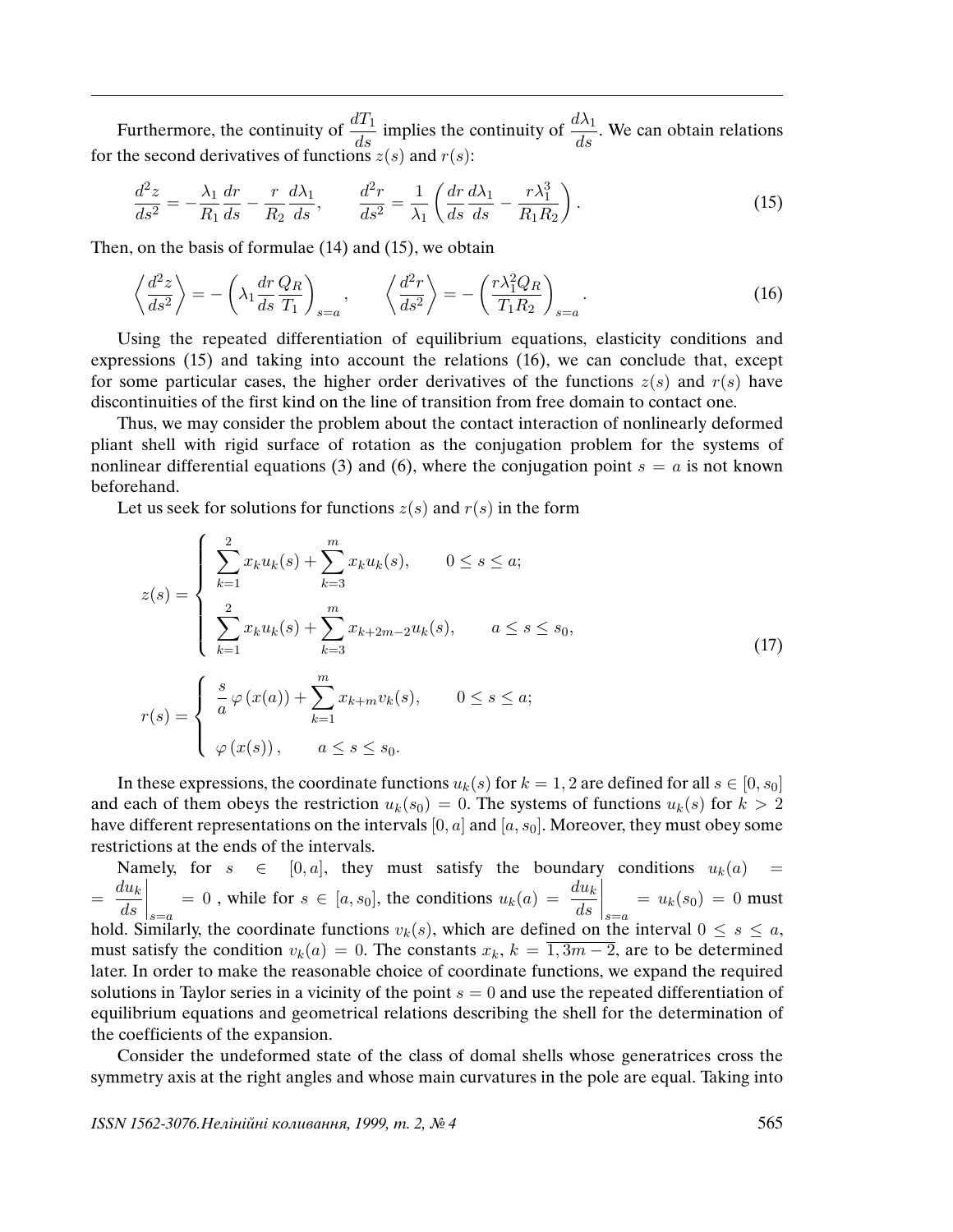Furthermore, the continuity of $\dfrac{dT_1}{ds}$ implies the continuity of $\dfrac{d\lambda_1}{ds}$. We can obtain relations for the second derivatives of functions $z(s)$ and $r(s)$:

$$\frac{d^2z}{ds^2} = -\frac{\lambda_1}{R_1}\frac{dr}{ds} - \frac{r}{R_2}\frac{d\lambda_1}{ds}, \qquad \frac{d^2r}{ds^2} = \frac{1}{\lambda_1}\left(\frac{dr}{ds}\frac{d\lambda_1}{ds} - \frac{r\lambda_1^3}{R_1 R_2}\right). \tag{15}$$

Then, on the basis of formulae (14) and (15), we obtain

$$\left\langle \frac{d^2z}{ds^2} \right\rangle = -\left(\lambda_1 \frac{dr}{ds}\frac{Q_R}{T_1}\right)_{s=a}, \qquad \left\langle \frac{d^2r}{ds^2} \right\rangle = -\left(\frac{r\lambda_1^2 Q_R}{T_1 R_2}\right)_{s=a}. \tag{16}$$

Using the repeated differentiation of equilibrium equations, elasticity conditions and expressions (15) and taking into account the relations (16), we can conclude that, except for some particular cases, the higher order derivatives of the functions $z(s)$ and $r(s)$ have discontinuities of the first kind on the line of transition from free domain to contact one.

Thus, we may consider the problem about the contact interaction of nonlinearly deformed pliant shell with rigid surface of rotation as the conjugation problem for the systems of nonlinear differential equations (3) and (6), where the conjugation point $s = a$ is not known beforehand.

Let us seek for solutions for functions $z(s)$ and $r(s)$ in the form

$$z(s) = \begin{cases} \displaystyle\sum_{k=1}^{2} x_k u_k(s) + \sum_{k=3}^{m} x_k u_k(s), & 0 \le s \le a; \\ \displaystyle\sum_{k=1}^{2} x_k u_k(s) + \sum_{k=3}^{m} x_{k+2m-2} u_k(s), & a \le s \le s_0, \end{cases}$$

$$r(s) = \begin{cases} \displaystyle\frac{s}{a}\,\varphi\left(x(a)\right) + \sum_{k=1}^{m} x_{k+m} v_k(s), & 0 \le s \le a; \\ \varphi\left(x(s)\right), & a \le s \le s_0. \end{cases} \tag{17}$$

In these expressions, the coordinate functions $u_k(s)$ for $k = 1, 2$ are defined for all $s \in [0, s_0]$ and each of them obeys the restriction $u_k(s_0) = 0$. The systems of functions $u_k(s)$ for $k > 2$ have different representations on the intervals $[0, a]$ and $[a, s_0]$. Moreover, they must obey some restrictions at the ends of the intervals.

Namely, for $s \in [0, a]$, they must satisfy the boundary conditions $u_k(a) = \left.\dfrac{du_k}{ds}\right|_{s=a} = 0$ , while for $s \in [a, s_0]$, the conditions $u_k(a) = \left.\dfrac{du_k}{ds}\right|_{s=a} = u_k(s_0) = 0$ must hold. Similarly, the coordinate functions $v_k(s)$, which are defined on the interval $0 \le s \le a$, must satisfy the condition $v_k(a) = 0$. The constants $x_k$, $k = \overline{1, 3m-2}$, are to be determined later. In order to make the reasonable choice of coordinate functions, we expand the required solutions in Taylor series in a vicinity of the point $s = 0$ and use the repeated differentiation of equilibrium equations and geometrical relations describing the shell for the determination of the coefficients of the expansion.

Consider the undeformed state of the class of domal shells whose generatrices cross the symmetry axis at the right angles and whose main curvatures in the pole are equal. Taking into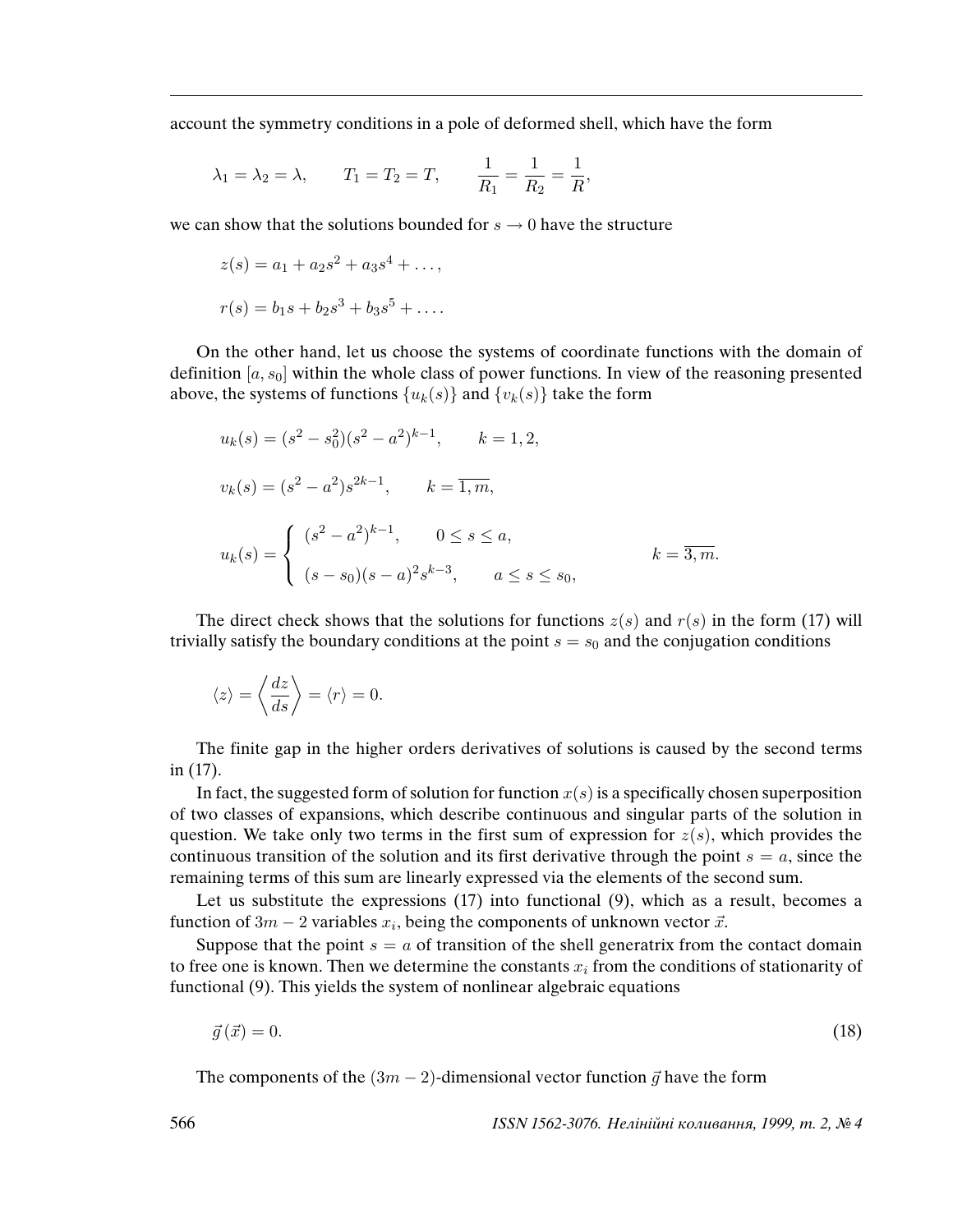account the symmetry conditions in a pole of deformed shell, which have the form

$$\lambda_1 = \lambda_2 = \lambda, \qquad T_1 = T_2 = T, \qquad \frac{1}{R_1} = \frac{1}{R_2} = \frac{1}{R},$$

we can show that the solutions bounded for $s \to 0$ have the structure

$$z(s) = a_1 + a_2 s^2 + a_3 s^4 + \ldots,$$

$$r(s) = b_1 s + b_2 s^3 + b_3 s^5 + \ldots.$$

On the other hand, let us choose the systems of coordinate functions with the domain of definition $[a, s_0]$ within the whole class of power functions. In view of the reasoning presented above, the systems of functions $\{u_k(s)\}$ and $\{v_k(s)\}$ take the form

$$u_k(s) = (s^2 - s_0^2)(s^2 - a^2)^{k-1}, \qquad k = 1, 2,$$

$$v_k(s) = (s^2 - a^2)s^{2k-1}, \qquad k = \overline{1, m},$$

$$u_k(s) = \begin{cases} (s^2 - a^2)^{k-1}, & 0 \le s \le a, \\ (s - s_0)(s - a)^2 s^{k-3}, & a \le s \le s_0, \end{cases} \qquad k = \overline{3, m}.$$

The direct check shows that the solutions for functions $z(s)$ and $r(s)$ in the form (17) will trivially satisfy the boundary conditions at the point $s = s_0$ and the conjugation conditions

$$\langle z \rangle = \left\langle \frac{dz}{ds} \right\rangle = \langle r \rangle = 0.$$

The finite gap in the higher orders derivatives of solutions is caused by the second terms in (17).

In fact, the suggested form of solution for function $x(s)$ is a specifically chosen superposition of two classes of expansions, which describe continuous and singular parts of the solution in question. We take only two terms in the first sum of expression for $z(s)$, which provides the continuous transition of the solution and its first derivative through the point $s = a$, since the remaining terms of this sum are linearly expressed via the elements of the second sum.

Let us substitute the expressions (17) into functional (9), which as a result, becomes a function of $3m - 2$ variables $x_i$, being the components of unknown vector $\vec{x}$.

Suppose that the point $s = a$ of transition of the shell generatrix from the contact domain to free one is known. Then we determine the constants $x_i$ from the conditions of stationarity of functional (9). This yields the system of nonlinear algebraic equations

$$\vec{g}\,(\vec{x}) = 0. \tag{18}$$

The components of the $(3m - 2)$-dimensional vector function $\vec{g}$ have the form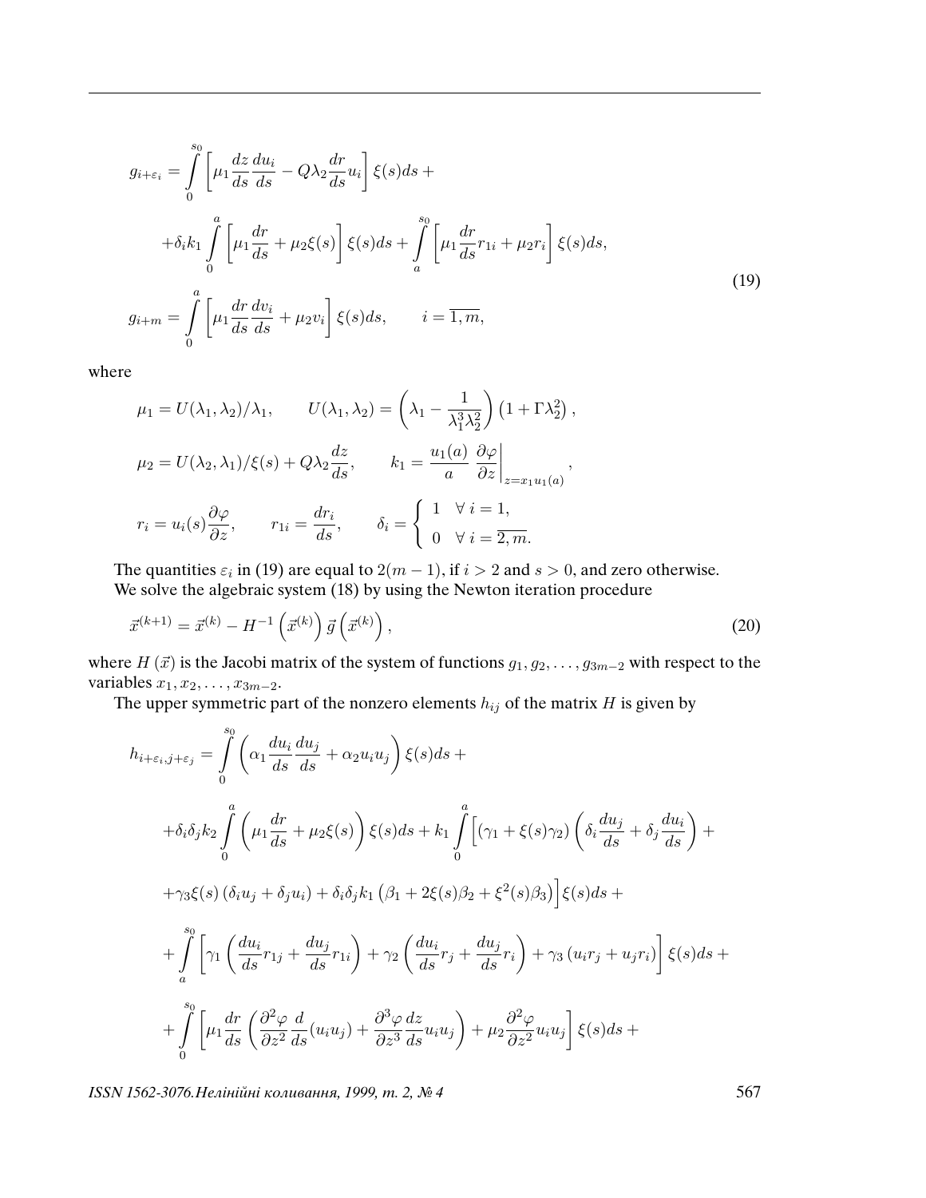$$
\begin{aligned}
g_{i+\varepsilon_i} &= \int\limits_0^{s_0} \left[ \mu_1 \frac{dz}{ds}\frac{du_i}{ds} - Q\lambda_2 \frac{dr}{ds} u_i \right] \xi(s) ds + \\
&+ \delta_i k_1 \int\limits_0^{a} \left[ \mu_1 \frac{dr}{ds} + \mu_2 \xi(s) \right] \xi(s) ds + \int\limits_a^{s_0} \left[ \mu_1 \frac{dr}{ds} r_{1i} + \mu_2 r_i \right] \xi(s) ds, \\
g_{i+m} &= \int\limits_0^{a} \left[ \mu_1 \frac{dr}{ds}\frac{dv_i}{ds} + \mu_2 v_i \right] \xi(s) ds, \qquad i = \overline{1, m},
\end{aligned}
\tag{19}
$$

where

$$
\mu_1 = U(\lambda_1, \lambda_2)/\lambda_1, \qquad U(\lambda_1, \lambda_2) = \left( \lambda_1 - \frac{1}{\lambda_1^3 \lambda_2^2} \right) \left( 1 + \Gamma \lambda_2^2 \right),
$$

$$
\mu_2 = U(\lambda_2, \lambda_1)/\xi(s) + Q\lambda_2 \frac{dz}{ds}, \qquad k_1 = \frac{u_1(a)}{a} \left. \frac{\partial \varphi}{\partial z} \right|_{z = x_1 u_1(a)},
$$

$$
r_i = u_i(s) \frac{\partial \varphi}{\partial z}, \qquad r_{1i} = \frac{dr_i}{ds}, \qquad \delta_i = \begin{cases} 1 & \forall\, i = 1, \\ 0 & \forall\, i = \overline{2, m}. \end{cases}
$$

The quantities $\varepsilon_i$ in (19) are equal to $2(m-1)$, if $i > 2$ and $s > 0$, and zero otherwise.

We solve the algebraic system (18) by using the Newton iteration procedure

$$
\vec{x}^{(k+1)} = \vec{x}^{(k)} - H^{-1}\left( \vec{x}^{(k)} \right) \vec{g}\left( \vec{x}^{(k)} \right),
\tag{20}
$$

where $H(\vec{x})$ is the Jacobi matrix of the system of functions $g_1, g_2, \ldots, g_{3m-2}$ with respect to the variables $x_1, x_2, \ldots, x_{3m-2}$.

The upper symmetric part of the nonzero elements $h_{ij}$ of the matrix $H$ is given by

$$
\begin{aligned}
h_{i+\varepsilon_i, j+\varepsilon_j} &= \int\limits_0^{s_0} \left( \alpha_1 \frac{du_i}{ds}\frac{du_j}{ds} + \alpha_2 u_i u_j \right) \xi(s) ds + \\
&+ \delta_i \delta_j k_2 \int\limits_0^{a} \left( \mu_1 \frac{dr}{ds} + \mu_2 \xi(s) \right) \xi(s) ds + k_1 \int\limits_0^{a} \Big[ (\gamma_1 + \xi(s)\gamma_2) \left( \delta_i \frac{du_j}{ds} + \delta_j \frac{du_i}{ds} \right) + \\
&+ \gamma_3 \xi(s) \left( \delta_i u_j + \delta_j u_i \right) + \delta_i \delta_j k_1 \left( \beta_1 + 2\xi(s)\beta_2 + \xi^2(s)\beta_3 \right) \Big] \xi(s) ds + \\
&+ \int\limits_a^{s_0} \left[ \gamma_1 \left( \frac{du_i}{ds} r_{1j} + \frac{du_j}{ds} r_{1i} \right) + \gamma_2 \left( \frac{du_i}{ds} r_j + \frac{du_j}{ds} r_i \right) + \gamma_3 \left( u_i r_j + u_j r_i \right) \right] \xi(s) ds + \\
&+ \int\limits_0^{s_0} \left[ \mu_1 \frac{dr}{ds} \left( \frac{\partial^2 \varphi}{\partial z^2} \frac{d}{ds}(u_i u_j) + \frac{\partial^3 \varphi}{\partial z^3} \frac{dz}{ds} u_i u_j \right) + \mu_2 \frac{\partial^2 \varphi}{\partial z^2} u_i u_j \right] \xi(s) ds +
\end{aligned}
$$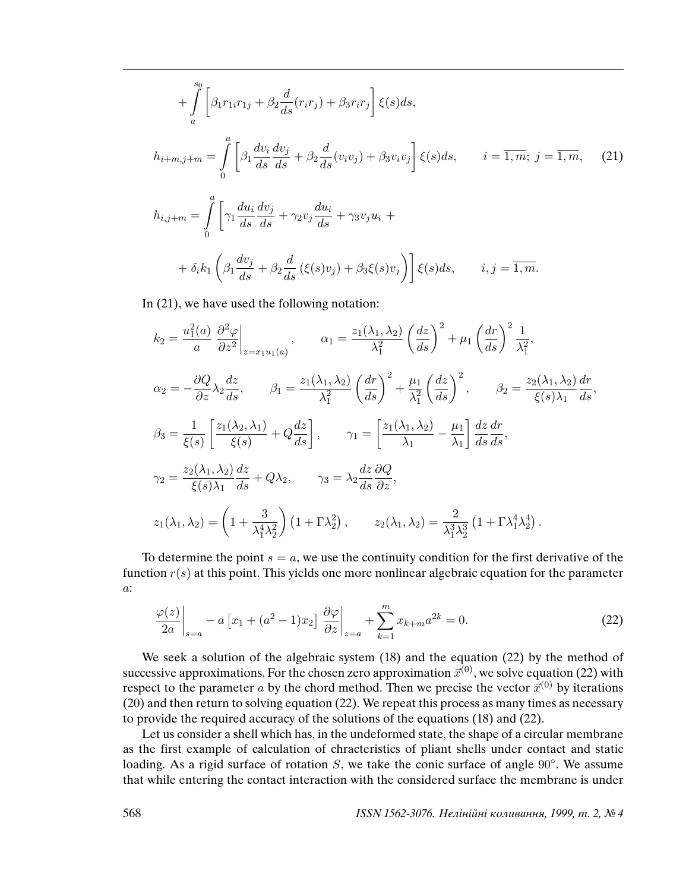$$
+ \int_a^{s_0} \left[ \beta_1 r_{1i} r_{1j} + \beta_2 \frac{d}{ds}(r_i r_j) + \beta_3 r_i r_j \right] \xi(s) ds,
$$

$$
h_{i+m,j+m} = \int_0^a \left[ \beta_1 \frac{dv_i}{ds}\frac{dv_j}{ds} + \beta_2 \frac{d}{ds}(v_i v_j) + \beta_3 v_i v_j \right] \xi(s) ds, \qquad i = \overline{1,m};\ j = \overline{1,m}, \qquad (21)
$$

$$
h_{i,j+m} = \int_0^a \left[ \gamma_1 \frac{du_i}{ds}\frac{dv_j}{ds} + \gamma_2 v_j \frac{du_i}{ds} + \gamma_3 v_j u_i + \right.
$$

$$
\left. + \delta_i k_1 \left( \beta_1 \frac{dv_j}{ds} + \beta_2 \frac{d}{ds}\left(\xi(s) v_j\right) + \beta_3 \xi(s) v_j \right) \right] \xi(s) ds, \qquad i, j = \overline{1,m}.
$$

In (21), we have used the following notation:

$$
k_2 = \frac{u_1^2(a)}{a} \left. \frac{\partial^2 \varphi}{\partial z^2} \right|_{z = x_1 u_1(a)}, \qquad \alpha_1 = \frac{z_1(\lambda_1, \lambda_2)}{\lambda_1^2} \left( \frac{dz}{ds} \right)^2 + \mu_1 \left( \frac{dr}{ds} \right)^2 \frac{1}{\lambda_1^2},
$$

$$
\alpha_2 = -\frac{\partial Q}{\partial z} \lambda_2 \frac{dz}{ds}, \qquad \beta_1 = \frac{z_1(\lambda_1, \lambda_2)}{\lambda_1^2} \left( \frac{dr}{ds} \right)^2 + \frac{\mu_1}{\lambda_1^2} \left( \frac{dz}{ds} \right)^2, \qquad \beta_2 = \frac{z_2(\lambda_1, \lambda_2)}{\xi(s) \lambda_1} \frac{dr}{ds},
$$

$$
\beta_3 = \frac{1}{\xi(s)} \left[ \frac{z_1(\lambda_2, \lambda_1)}{\xi(s)} + Q \frac{dz}{ds} \right], \qquad \gamma_1 = \left[ \frac{z_1(\lambda_1, \lambda_2)}{\lambda_1} - \frac{\mu_1}{\lambda_1} \right] \frac{dz}{ds} \frac{dr}{ds},
$$

$$
\gamma_2 = \frac{z_2(\lambda_1, \lambda_2)}{\xi(s) \lambda_1} \frac{dz}{ds} + Q \lambda_2, \qquad \gamma_3 = \lambda_2 \frac{dz}{ds} \frac{\partial Q}{\partial z},
$$

$$
z_1(\lambda_1, \lambda_2) = \left( 1 + \frac{3}{\lambda_1^4 \lambda_2^2} \right) \left( 1 + \Gamma \lambda_2^2 \right), \qquad z_2(\lambda_1, \lambda_2) = \frac{2}{\lambda_1^3 \lambda_2^3} \left( 1 + \Gamma \lambda_1^4 \lambda_2^4 \right).
$$

To determine the point $s = a$, we use the continuity condition for the first derivative of the function $r(s)$ at this point. This yields one more nonlinear algebraic equation for the parameter $a$:

$$
\left. \frac{\varphi(z)}{2a} \right|_{s=a} - a \left[ x_1 + (a^2 - 1) x_2 \right] \left. \frac{\partial \varphi}{\partial z} \right|_{z=a} + \sum_{k=1}^{m} x_{k+m} a^{2k} = 0. \qquad (22)
$$

We seek a solution of the algebraic system (18) and the equation (22) by the method of successive approximations. For the chosen zero approximation $\vec{x}^{(0)}$, we solve equation (22) with respect to the parameter $a$ by the chord method. Then we precise the vector $\vec{x}^{(0)}$ by iterations (20) and then return to solving equation (22). We repeat this process as many times as necessary to provide the required accuracy of the solutions of the equations (18) and (22).

Let us consider a shell which has, in the undeformed state, the shape of a circular membrane as the first example of calculation of chracteristics of pliant shells under contact and static loading. As a rigid surface of rotation $S$, we take the conic surface of angle $90^\circ$. We assume that while entering the contact interaction with the considered surface the membrane is under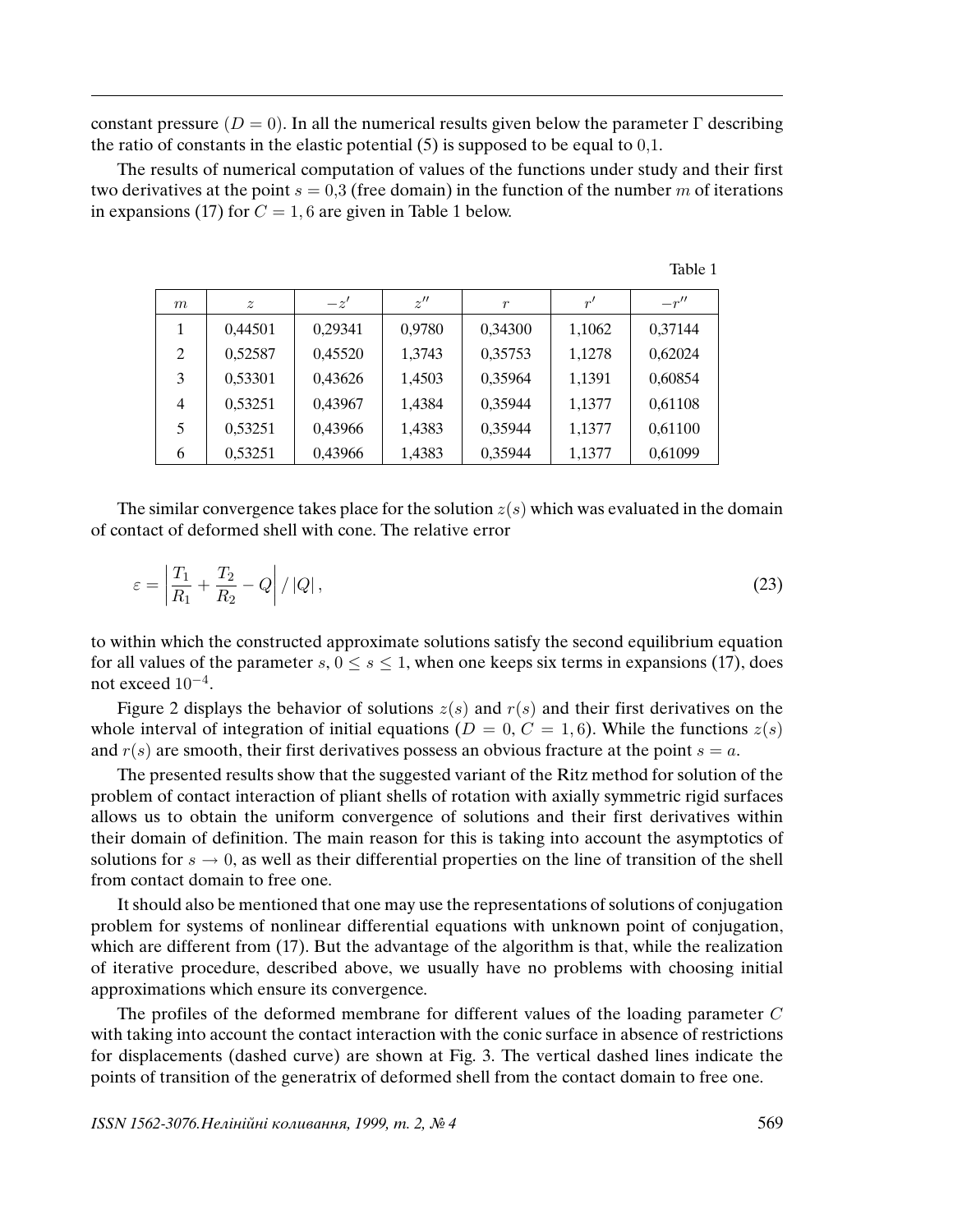constant pressure ($D = 0$). In all the numerical results given below the parameter $\Gamma$ describing the ratio of constants in the elastic potential (5) is supposed to be equal to 0,1.

The results of numerical computation of values of the functions under study and their first two derivatives at the point $s = 0{,}3$ (free domain) in the function of the number $m$ of iterations in expansions (17) for $C = 1,6$ are given in Table 1 below.

Table 1

| $m$ | $z$ | $-z'$ | $z''$ | $r$ | $r'$ | $-r''$ |
|---|---|---|---|---|---|---|
| 1 | 0,44501 | 0,29341 | 0,9780 | 0,34300 | 1,1062 | 0,37144 |
| 2 | 0,52587 | 0,45520 | 1,3743 | 0,35753 | 1,1278 | 0,62024 |
| 3 | 0,53301 | 0,43626 | 1,4503 | 0,35964 | 1,1391 | 0,60854 |
| 4 | 0,53251 | 0,43967 | 1,4384 | 0,35944 | 1,1377 | 0,61108 |
| 5 | 0,53251 | 0,43966 | 1,4383 | 0,35944 | 1,1377 | 0,61100 |
| 6 | 0,53251 | 0,43966 | 1,4383 | 0,35944 | 1,1377 | 0,61099 |

The similar convergence takes place for the solution $z(s)$ which was evaluated in the domain of contact of deformed shell with cone. The relative error

$$\varepsilon = \left| \frac{T_1}{R_1} + \frac{T_2}{R_2} - Q \right| / |Q| , \tag{23}$$

to within which the constructed approximate solutions satisfy the second equilibrium equation for all values of the parameter $s$, $0 \le s \le 1$, when one keeps six terms in expansions (17), does not exceed $10^{-4}$.

Figure 2 displays the behavior of solutions $z(s)$ and $r(s)$ and their first derivatives on the whole interval of integration of initial equations ($D = 0$, $C = 1,6$). While the functions $z(s)$ and $r(s)$ are smooth, their first derivatives possess an obvious fracture at the point $s = a$.

The presented results show that the suggested variant of the Ritz method for solution of the problem of contact interaction of pliant shells of rotation with axially symmetric rigid surfaces allows us to obtain the uniform convergence of solutions and their first derivatives within their domain of definition. The main reason for this is taking into account the asymptotics of solutions for $s \to 0$, as well as their differential properties on the line of transition of the shell from contact domain to free one.

It should also be mentioned that one may use the representations of solutions of conjugation problem for systems of nonlinear differential equations with unknown point of conjugation, which are different from (17). But the advantage of the algorithm is that, while the realization of iterative procedure, described above, we usually have no problems with choosing initial approximations which ensure its convergence.

The profiles of the deformed membrane for different values of the loading parameter $C$ with taking into account the contact interaction with the conic surface in absence of restrictions for displacements (dashed curve) are shown at Fig. 3. The vertical dashed lines indicate the points of transition of the generatrix of deformed shell from the contact domain to free one.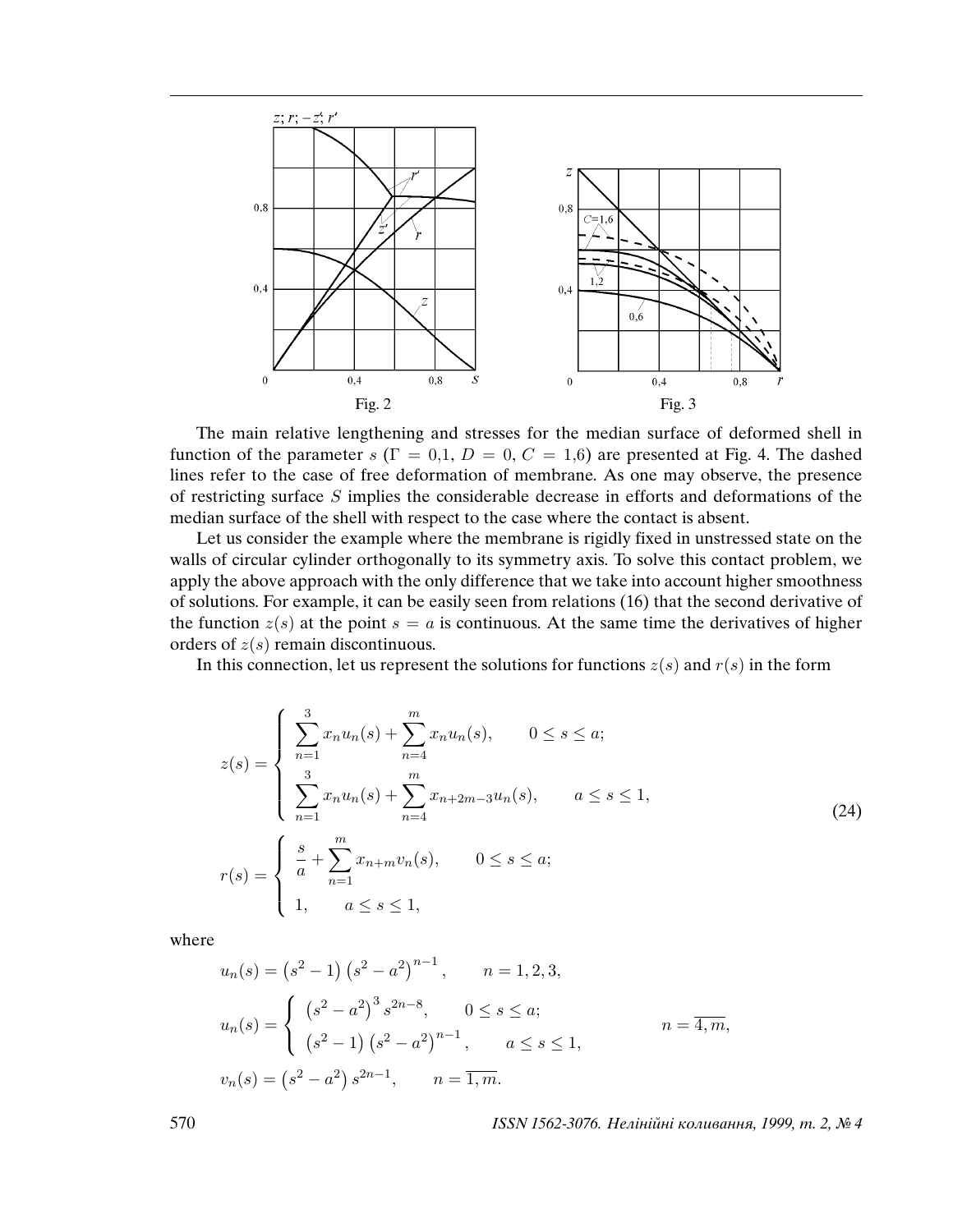Fig. 2

Fig. 3

The main relative lengthening and stresses for the median surface of deformed shell in function of the parameter $s$ ($\Gamma = 0{,}1$, $D = 0$, $C = 1{,}6$) are presented at Fig. 4. The dashed lines refer to the case of free deformation of membrane. As one may observe, the presence of restricting surface $S$ implies the considerable decrease in efforts and deformations of the median surface of the shell with respect to the case where the contact is absent.

Let us consider the example where the membrane is rigidly fixed in unstressed state on the walls of circular cylinder orthogonally to its symmetry axis. To solve this contact problem, we apply the above approach with the only difference that we take into account higher smoothness of solutions. For example, it can be easily seen from relations (16) that the second derivative of the function $z(s)$ at the point $s = a$ is continuous. At the same time the derivatives of higher orders of $z(s)$ remain discontinuous.

In this connection, let us represent the solutions for functions $z(s)$ and $r(s)$ in the form

$$
z(s) = \begin{cases} \displaystyle\sum_{n=1}^{3} x_n u_n(s) + \sum_{n=4}^{m} x_n u_n(s), & 0 \le s \le a; \\ \displaystyle\sum_{n=1}^{3} x_n u_n(s) + \sum_{n=4}^{m} x_{n+2m-3} u_n(s), & a \le s \le 1, \end{cases}
$$
$$
r(s) = \begin{cases} \displaystyle\frac{s}{a} + \sum_{n=1}^{m} x_{n+m} v_n(s), & 0 \le s \le a; \\ 1, & a \le s \le 1, \end{cases} \tag{24}
$$

where

$$
u_n(s) = \left(s^2 - 1\right)\left(s^2 - a^2\right)^{n-1}, \qquad n = 1, 2, 3,
$$

$$
u_n(s) = \begin{cases} \left(s^2 - a^2\right)^3 s^{2n-8}, & 0 \le s \le a; \\ \left(s^2 - 1\right)\left(s^2 - a^2\right)^{n-1}, & a \le s \le 1, \end{cases} \qquad n = \overline{4, m},
$$

$$
v_n(s) = \left(s^2 - a^2\right) s^{2n-1}, \qquad n = \overline{1, m}.
$$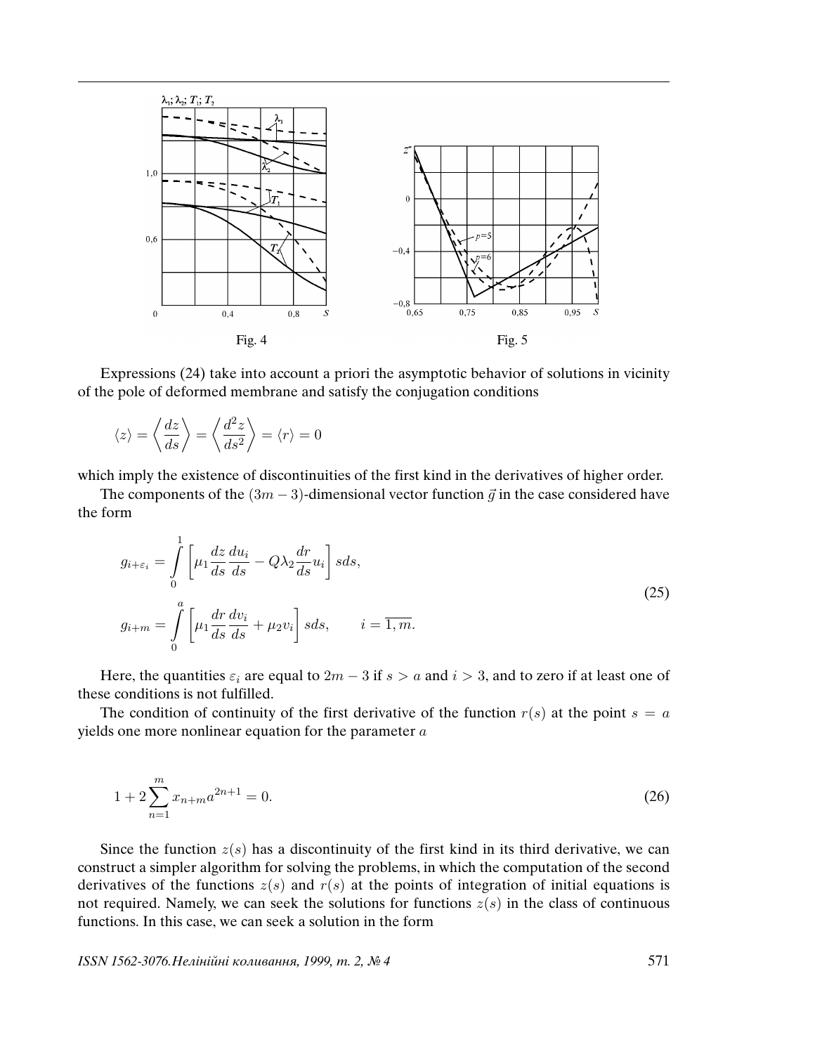Fig. 4

Fig. 5

Expressions (24) take into account a priori the asymptotic behavior of solutions in vicinity of the pole of deformed membrane and satisfy the conjugation conditions

$$\langle z \rangle = \left\langle \frac{dz}{ds} \right\rangle = \left\langle \frac{d^2 z}{ds^2} \right\rangle = \langle r \rangle = 0$$

which imply the existence of discontinuities of the first kind in the derivatives of higher order.

The components of the $(3m-3)$-dimensional vector function $\vec{g}$ in the case considered have the form

$$g_{i+\varepsilon_i} = \int_0^1 \left[ \mu_1 \frac{dz}{ds} \frac{du_i}{ds} - Q\lambda_2 \frac{dr}{ds} u_i \right] s ds,$$
$$g_{i+m} = \int_0^a \left[ \mu_1 \frac{dr}{ds} \frac{dv_i}{ds} + \mu_2 v_i \right] s ds, \qquad i = \overline{1, m}. \tag{25}$$

Here, the quantities $\varepsilon_i$ are equal to $2m-3$ if $s > a$ and $i > 3$, and to zero if at least one of these conditions is not fulfilled.

The condition of continuity of the first derivative of the function $r(s)$ at the point $s = a$ yields one more nonlinear equation for the parameter $a$

$$1 + 2 \sum_{n=1}^{m} x_{n+m} a^{2n+1} = 0. \tag{26}$$

Since the function $z(s)$ has a discontinuity of the first kind in its third derivative, we can construct a simpler algorithm for solving the problems, in which the computation of the second derivatives of the functions $z(s)$ and $r(s)$ at the points of integration of initial equations is not required. Namely, we can seek the solutions for functions $z(s)$ in the class of continuous functions. In this case, we can seek a solution in the form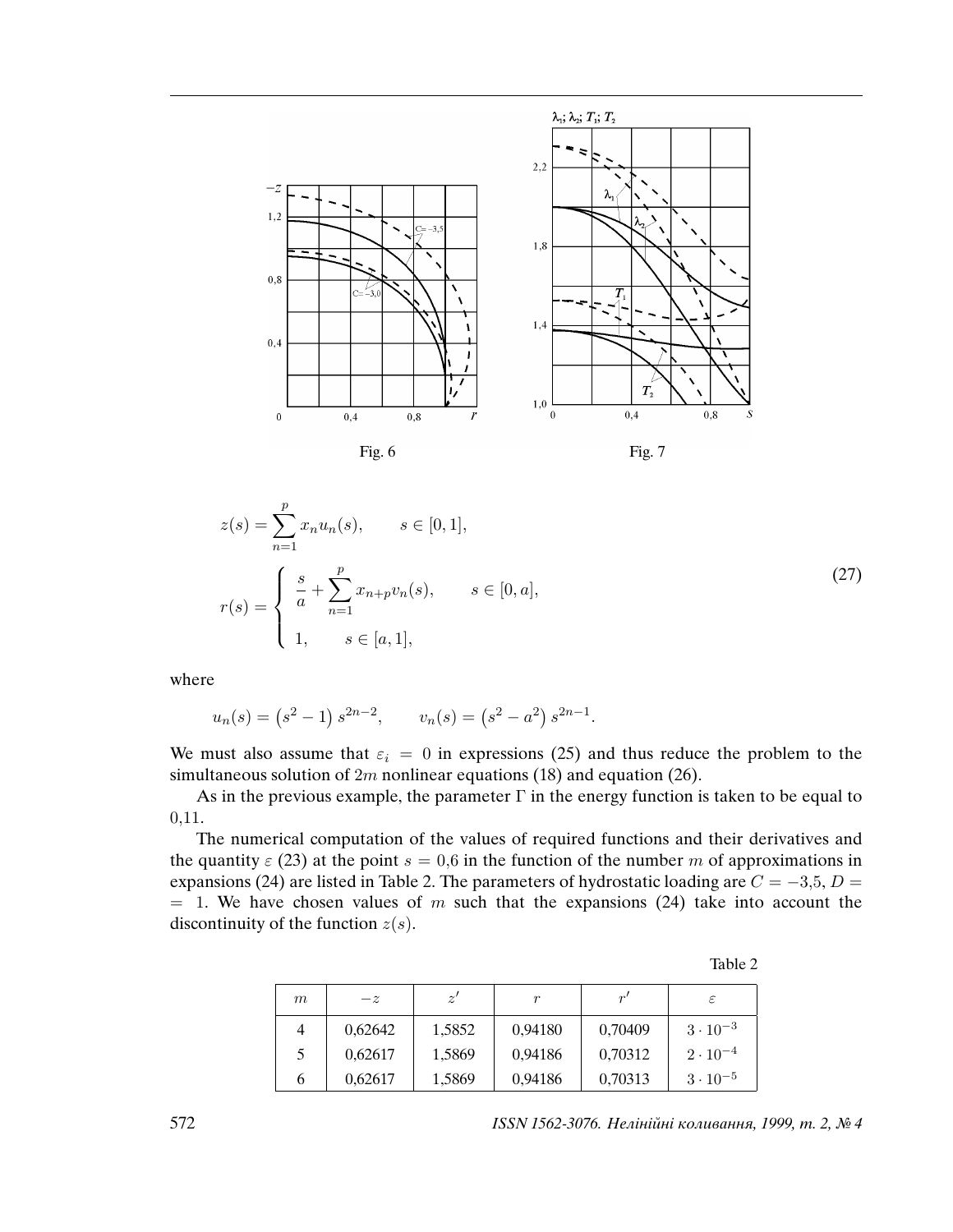Fig. 6

Fig. 7

$$
z(s) = \sum_{n=1}^{p} x_n u_n(s), \qquad s \in [0,1],
$$

$$
r(s) = \begin{cases} \dfrac{s}{a} + \displaystyle\sum_{n=1}^{p} x_{n+p} v_n(s), & s \in [0,a], \\ 1, & s \in [a,1], \end{cases} \tag{27}
$$

where

$$
u_n(s) = \left(s^2 - 1\right) s^{2n-2}, \qquad v_n(s) = \left(s^2 - a^2\right) s^{2n-1}.
$$

We must also assume that $\varepsilon_i = 0$ in expressions (25) and thus reduce the problem to the simultaneous solution of $2m$ nonlinear equations (18) and equation (26).

As in the previous example, the parameter $\Gamma$ in the energy function is taken to be equal to 0,11.

The numerical computation of the values of required functions and their derivatives and the quantity $\varepsilon$ (23) at the point $s = 0{,}6$ in the function of the number $m$ of approximations in expansions (24) are listed in Table 2. The parameters of hydrostatic loading are $C = -3{,}5$, $D = 1$. We have chosen values of $m$ such that the expansions (24) take into account the discontinuity of the function $z(s)$.

Table 2

| $m$ | $-z$ | $z'$ | $r$ | $r'$ | $\varepsilon$ |
|---|---|---|---|---|---|
| 4 | 0,62642 | 1,5852 | 0,94180 | 0,70409 | $3 \cdot 10^{-3}$ |
| 5 | 0,62617 | 1,5869 | 0,94186 | 0,70312 | $2 \cdot 10^{-4}$ |
| 6 | 0,62617 | 1,5869 | 0,94186 | 0,70313 | $3 \cdot 10^{-5}$ |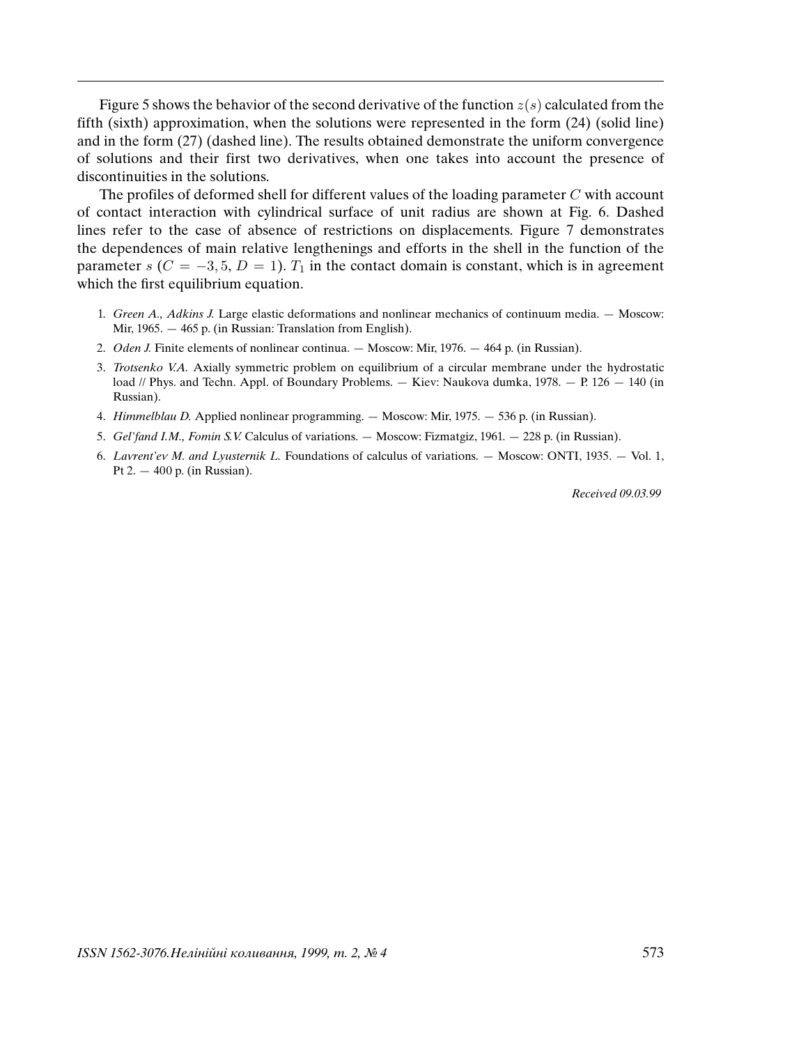Figure 5 shows the behavior of the second derivative of the function $z(s)$ calculated from the fifth (sixth) approximation, when the solutions were represented in the form (24) (solid line) and in the form (27) (dashed line). The results obtained demonstrate the uniform convergence of solutions and their first two derivatives, when one takes into account the presence of discontinuities in the solutions.

The profiles of deformed shell for different values of the loading parameter $C$ with account of contact interaction with cylindrical surface of unit radius are shown at Fig. 6. Dashed lines refer to the case of absence of restrictions on displacements. Figure 7 demonstrates the dependences of main relative lengthenings and efforts in the shell in the function of the parameter $s$ ($C = -3,5$, $D = 1$). $T_1$ in the contact domain is constant, which is in agreement which the first equilibrium equation.

1. *Green A., Adkins J.* Large elastic deformations and nonlinear mechanics of continuum media. — Moscow: Mir, 1965. — 465 p. (in Russian: Translation from English).
2. *Oden J.* Finite elements of nonlinear continua. — Moscow: Mir, 1976. — 464 p. (in Russian).
3. *Trotsenko V.A.* Axially symmetric problem on equilibrium of a circular membrane under the hydrostatic load // Phys. and Techn. Appl. of Boundary Problems. — Kiev: Naukova dumka, 1978. — P. 126 — 140 (in Russian).
4. *Himmelblau D.* Applied nonlinear programming. — Moscow: Mir, 1975. — 536 p. (in Russian).
5. *Gel'fand I.M., Fomin S.V.* Calculus of variations. — Moscow: Fizmatgiz, 1961. — 228 p. (in Russian).
6. *Lavrent'ev M. and Lyusternik L.* Foundations of calculus of variations. — Moscow: ONTI, 1935. — Vol. 1, Pt 2. — 400 p. (in Russian).

*Received 09.03.99*